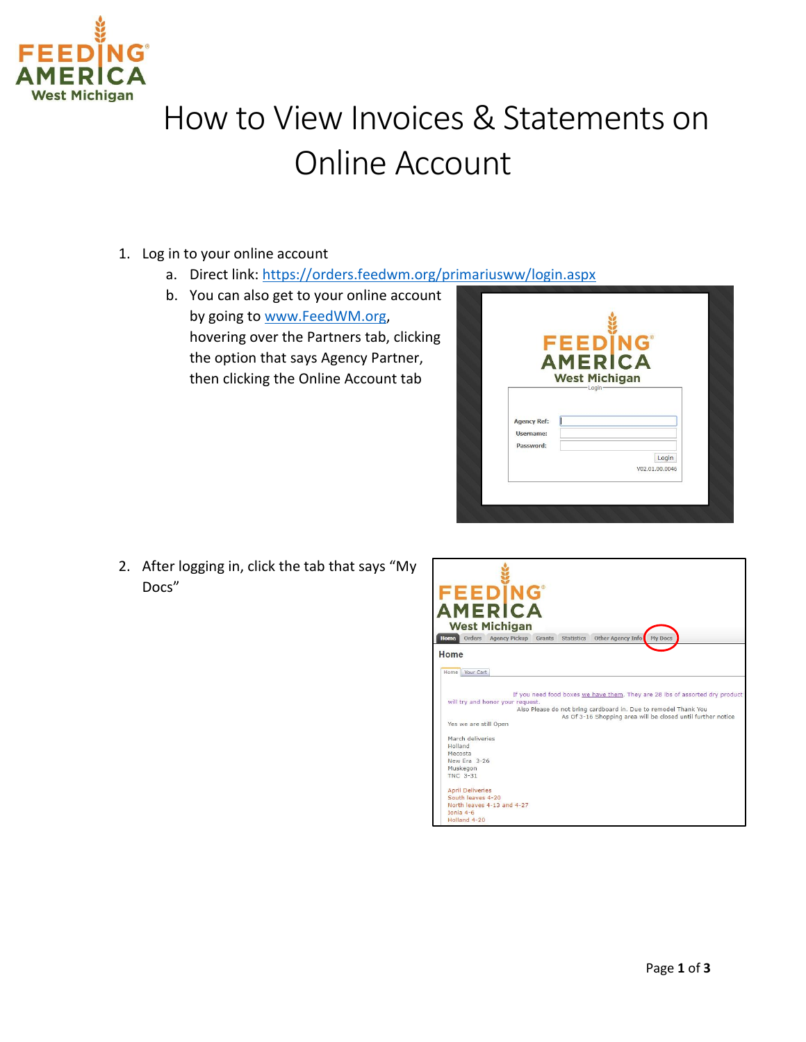# How to View Invoices & Statements on Online Account

1. Log in to your online account
   a. Direct link: [https://orders.feedwm.org/primariusww/login.aspx](https://orders.feedwm.org/primariusww/login.aspx)
   b. You can also get to your online account by going to [www.FeedWM.org](http://www.FeedWM.org), hovering over the Partners tab, clicking the option that says Agency Partner, then clicking the Online Account tab

2. After logging in, click the tab that says "My Docs"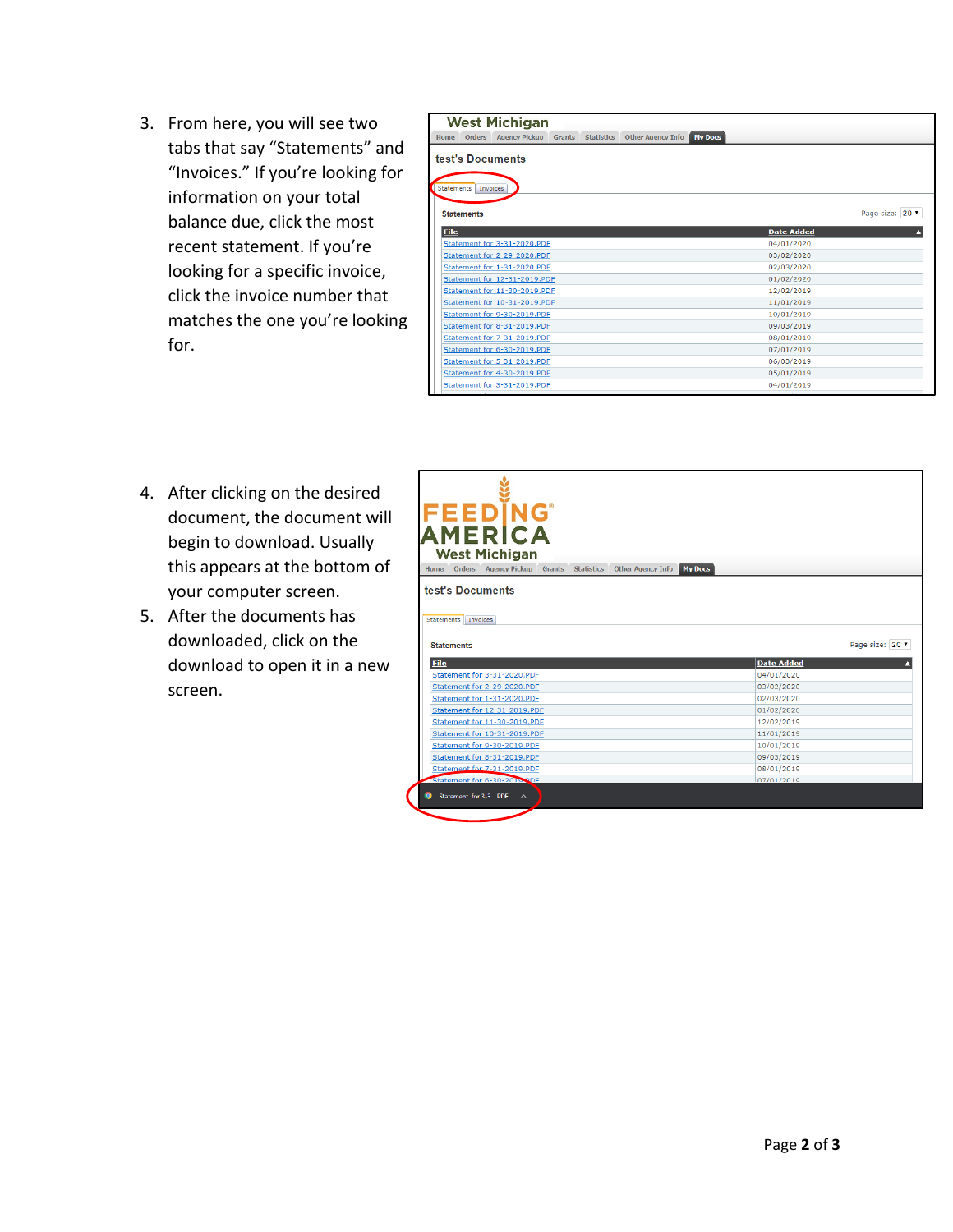3. From here, you will see two tabs that say “Statements” and “Invoices.” If you’re looking for information on your total balance due, click the most recent statement. If you’re looking for a specific invoice, click the invoice number that matches the one you’re looking for.

4. After clicking on the desired document, the document will begin to download. Usually this appears at the bottom of your computer screen.
5. After the documents has downloaded, click on the download to open it in a new screen.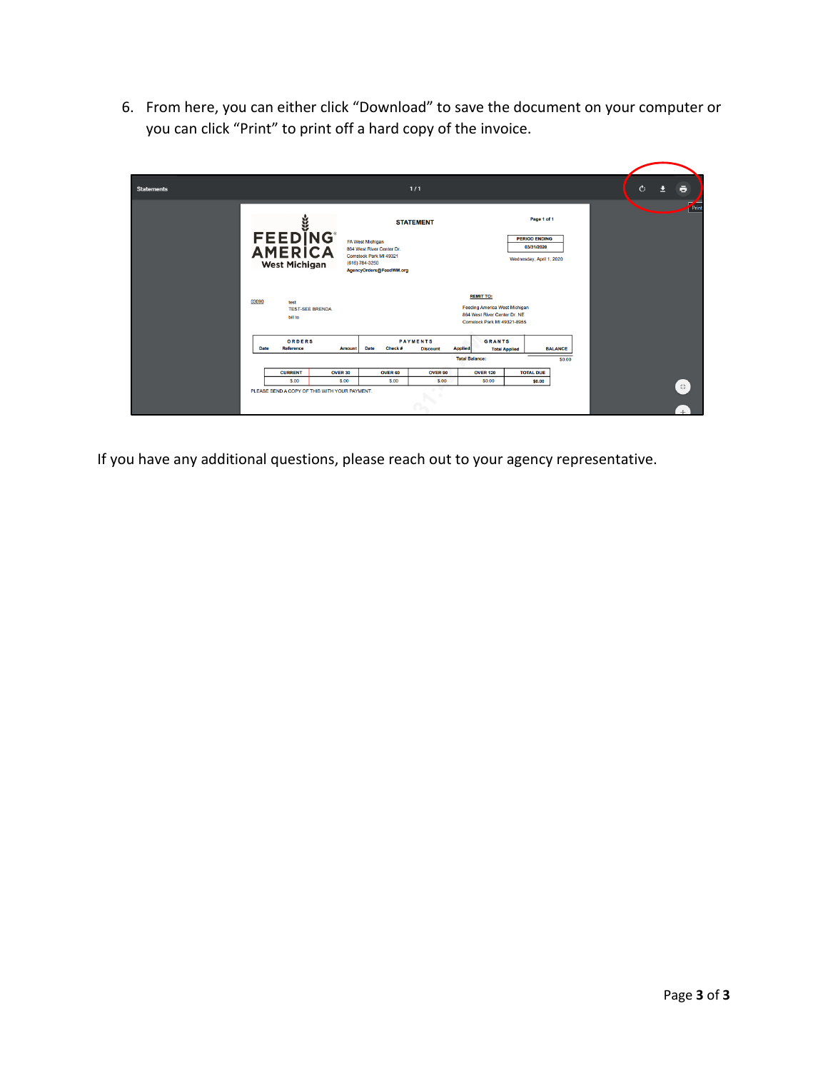6. From here, you can either click "Download" to save the document on your computer or you can click "Print" to print off a hard copy of the invoice.

If you have any additional questions, please reach out to your agency representative.